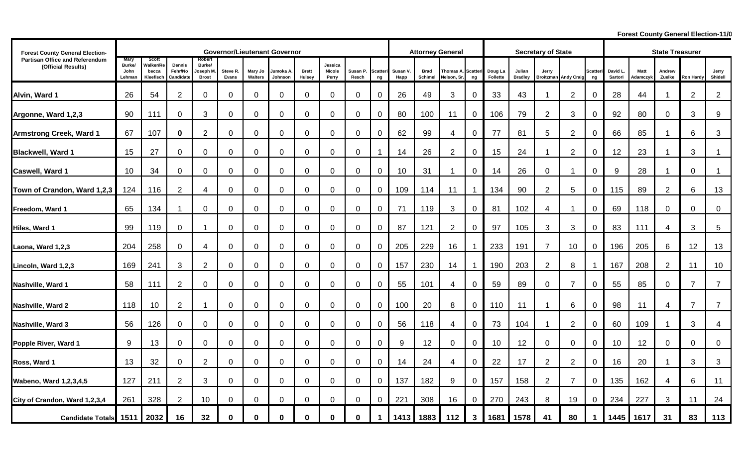Forest County General Election-11/0

| Forest County General Election-Partisan Office and Referendum (Official Results) | Governor/Lieutenant Governor | | | | | | | | | | | Attorney General | | | | Secretary of State | | | | | State Treasurer | | | | |
|---|---|---|---|---|---|---|---|---|---|---|---|---|---|---|---|---|---|---|---|---|---|---|---|---|---|
| | Mary Burke/ John Lehman | Scott Walker/Rebecca Kleefisch | Dennis Fehr/No Candidate | Robert Burke/ Joseph M. Brost | Steve R. Evans | Mary Jo Walters | Jumoka A. Johnson | Brett Hulsey | Jessica Nicole Perry | Susan P. Resch | Scattering | Susan V. Happ | Brad Schimel | Thomas A. Nelson, Sr. | Scattering | Doug La Follette | Julian Bradley | Jerry Broitzman | Andy Craig | Scattering | David L. Sartori | Matt Adamczyk | Andrew Zuelke | Ron Hardy | Jerry Shidell |
| Alvin, Ward 1 | 26 | 54 | 2 | 0 | 0 | 0 | 0 | 0 | 0 | 0 | 0 | 26 | 49 | 3 | 0 | 33 | 43 | 1 | 2 | 0 | 28 | 44 | 1 | 2 | 2 |
| Argonne, Ward 1,2,3 | 90 | 111 | 0 | 3 | 0 | 0 | 0 | 0 | 0 | 0 | 0 | 80 | 100 | 11 | 0 | 106 | 79 | 2 | 3 | 0 | 92 | 80 | 0 | 3 | 9 |
| Armstrong Creek, Ward 1 | 67 | 107 | **0** | 2 | 0 | 0 | 0 | 0 | 0 | 0 | 0 | 62 | 99 | 4 | 0 | 77 | 81 | 5 | 2 | 0 | 66 | 85 | 1 | 6 | 3 |
| Blackwell, Ward 1 | 15 | 27 | 0 | 0 | 0 | 0 | 0 | 0 | 0 | 0 | 1 | 14 | 26 | 2 | 0 | 15 | 24 | 1 | 2 | 0 | 12 | 23 | 1 | 3 | 1 |
| Caswell, Ward 1 | 10 | 34 | 0 | 0 | 0 | 0 | 0 | 0 | 0 | 0 | 0 | 10 | 31 | 1 | 0 | 14 | 26 | 0 | 1 | 0 | 9 | 28 | 1 | 0 | 1 |
| Town of Crandon, Ward 1,2,3 | 124 | 116 | 2 | 4 | 0 | 0 | 0 | 0 | 0 | 0 | 0 | 109 | 114 | 11 | 1 | 134 | 90 | 2 | 5 | 0 | 115 | 89 | 2 | 6 | 13 |
| Freedom, Ward 1 | 65 | 134 | 1 | 0 | 0 | 0 | 0 | 0 | 0 | 0 | 0 | 71 | 119 | 3 | 0 | 81 | 102 | 4 | 1 | 0 | 69 | 118 | 0 | 0 | 0 |
| Hiles, Ward 1 | 99 | 119 | 0 | 1 | 0 | 0 | 0 | 0 | 0 | 0 | 0 | 87 | 121 | 2 | 0 | 97 | 105 | 3 | 3 | 0 | 83 | 111 | 4 | 3 | 5 |
| Laona, Ward 1,2,3 | 204 | 258 | 0 | 4 | 0 | 0 | 0 | 0 | 0 | 0 | 0 | 205 | 229 | 16 | 1 | 233 | 191 | 7 | 10 | 0 | 196 | 205 | 6 | 12 | 13 |
| Lincoln, Ward 1,2,3 | 169 | 241 | 3 | 2 | 0 | 0 | 0 | 0 | 0 | 0 | 0 | 157 | 230 | 14 | 1 | 190 | 203 | 2 | 8 | 1 | 167 | 208 | 2 | 11 | 10 |
| Nashville, Ward 1 | 58 | 111 | 2 | 0 | 0 | 0 | 0 | 0 | 0 | 0 | 0 | 55 | 101 | 4 | 0 | 59 | 89 | 0 | 7 | 0 | 55 | 85 | 0 | 7 | 7 |
| Nashville, Ward 2 | 118 | 10 | 2 | 1 | 0 | 0 | 0 | 0 | 0 | 0 | 0 | 100 | 20 | 8 | 0 | 110 | 11 | 1 | 6 | 0 | 98 | 11 | 4 | 7 | 7 |
| Nashville, Ward 3 | 56 | 126 | 0 | 0 | 0 | 0 | 0 | 0 | 0 | 0 | 0 | 56 | 118 | 4 | 0 | 73 | 104 | 1 | 2 | 0 | 60 | 109 | 1 | 3 | 4 |
| Popple River, Ward 1 | 9 | 13 | 0 | 0 | 0 | 0 | 0 | 0 | 0 | 0 | 0 | 9 | 12 | 0 | 0 | 10 | 12 | 0 | 0 | 0 | 10 | 12 | 0 | 0 | 0 |
| Ross, Ward 1 | 13 | 32 | 0 | 2 | 0 | 0 | 0 | 0 | 0 | 0 | 0 | 14 | 24 | 4 | 0 | 22 | 17 | 2 | 2 | 0 | 16 | 20 | 1 | 3 | 3 |
| Wabeno, Ward 1,2,3,4,5 | 127 | 211 | 2 | 3 | 0 | 0 | 0 | 0 | 0 | 0 | 0 | 137 | 182 | 9 | 0 | 157 | 158 | 2 | 7 | 0 | 135 | 162 | 4 | 6 | 11 |
| City of Crandon, Ward 1,2,3,4 | 261 | 328 | 2 | 10 | 0 | 0 | 0 | 0 | 0 | 0 | 0 | 221 | 308 | 16 | 0 | 270 | 243 | 8 | 19 | 0 | 234 | 227 | 3 | 11 | 24 |
| **Candidate Totals** | **1511** | **2032** | **16** | **32** | **0** | **0** | **0** | **0** | **0** | **0** | **1** | **1413** | **1883** | **112** | **3** | **1681** | **1578** | **41** | **80** | **1** | **1445** | **1617** | **31** | **83** | **113** |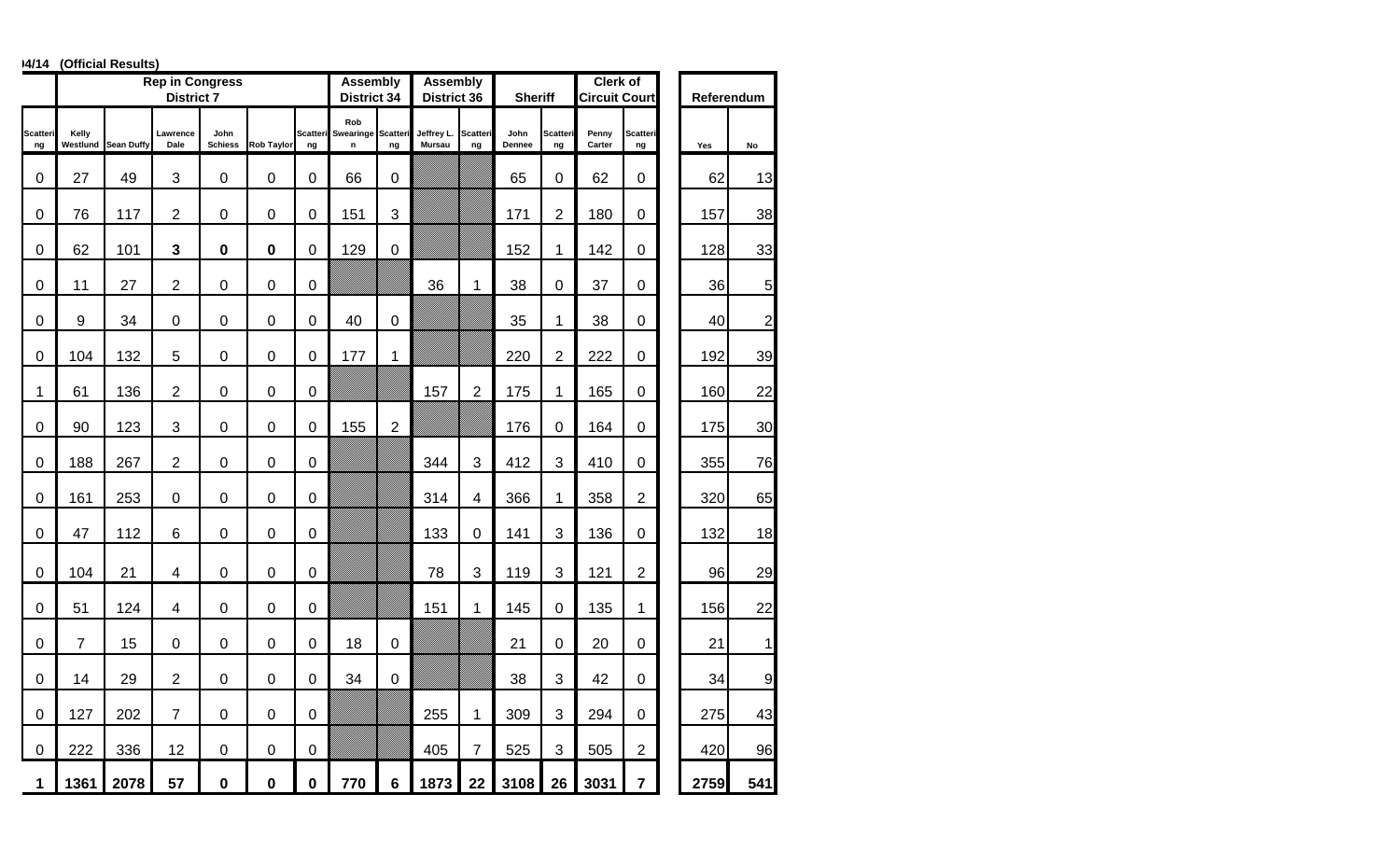**)4/14 (Official Results)**

| | Rep in Congress District 7 | | | | | | Assembly District 34 | | Assembly District 36 | | Sheriff | | Clerk of Circuit Court | | Referendum | |
|---|---|---|---|---|---|---|---|---|---|---|---|---|---|---|---|---|
| Scattering | Kelly Westlund | Sean Duffy | Lawrence Dale | John Schiess | Rob Taylor | Scattering | Rob Swearingen | Scattering | Jeffrey L. Mursau | Scattering | John Dennee | Scattering | Penny Carter | Scattering | Yes | No |
| 0 | 27 | 49 | 3 | 0 | 0 | 0 | 66 | 0 | | | 65 | 0 | 62 | 0 | 62 | 13 |
| 0 | 76 | 117 | 2 | 0 | 0 | 0 | 151 | 3 | | | 171 | 2 | 180 | 0 | 157 | 38 |
| 0 | 62 | 101 | **3** | **0** | **0** | 0 | 129 | 0 | | | 152 | 1 | 142 | 0 | 128 | 33 |
| 0 | 11 | 27 | 2 | 0 | 0 | 0 | | | 36 | 1 | 38 | 0 | 37 | 0 | 36 | 5 |
| 0 | 9 | 34 | 0 | 0 | 0 | 0 | 40 | 0 | | | 35 | 1 | 38 | 0 | 40 | 2 |
| 0 | 104 | 132 | 5 | 0 | 0 | 0 | 177 | 1 | | | 220 | 2 | 222 | 0 | 192 | 39 |
| 1 | 61 | 136 | 2 | 0 | 0 | 0 | | | 157 | 2 | 175 | 1 | 165 | 0 | 160 | 22 |
| 0 | 90 | 123 | 3 | 0 | 0 | 0 | 155 | 2 | | | 176 | 0 | 164 | 0 | 175 | 30 |
| 0 | 188 | 267 | 2 | 0 | 0 | 0 | | | 344 | 3 | 412 | 3 | 410 | 0 | 355 | 76 |
| 0 | 161 | 253 | 0 | 0 | 0 | 0 | | | 314 | 4 | 366 | 1 | 358 | 2 | 320 | 65 |
| 0 | 47 | 112 | 6 | 0 | 0 | 0 | | | 133 | 0 | 141 | 3 | 136 | 0 | 132 | 18 |
| 0 | 104 | 21 | 4 | 0 | 0 | 0 | | | 78 | 3 | 119 | 3 | 121 | 2 | 96 | 29 |
| 0 | 51 | 124 | 4 | 0 | 0 | 0 | | | 151 | 1 | 145 | 0 | 135 | 1 | 156 | 22 |
| 0 | 7 | 15 | 0 | 0 | 0 | 0 | 18 | 0 | | | 21 | 0 | 20 | 0 | 21 | 1 |
| 0 | 14 | 29 | 2 | 0 | 0 | 0 | 34 | 0 | | | 38 | 3 | 42 | 0 | 34 | 9 |
| 0 | 127 | 202 | 7 | 0 | 0 | 0 | | | 255 | 1 | 309 | 3 | 294 | 0 | 275 | 43 |
| 0 | 222 | 336 | 12 | 0 | 0 | 0 | | | 405 | 7 | 525 | 3 | 505 | 2 | 420 | 96 |
| **1** | **1361** | **2078** | **57** | **0** | **0** | **0** | **770** | **6** | **1873** | **22** | **3108** | **26** | **3031** | **7** | **2759** | **541** |